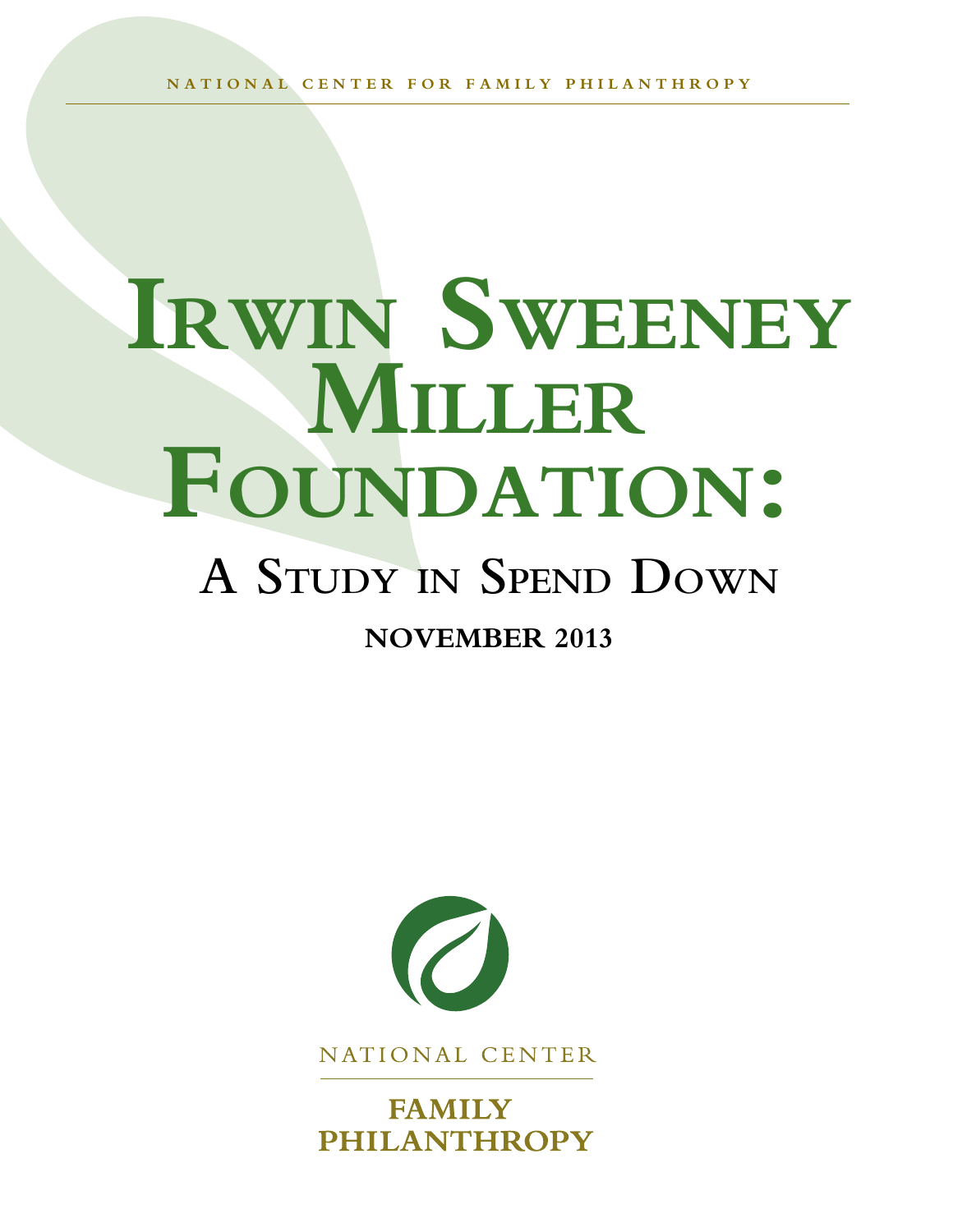NATIONAL CENTER FOR FAMILY PHILANTHROPY

# Irwin Sweeney Miller Foundation:

## A Study in Spend Down

**NOVEMBER 2013**

NATIONAL CENTER

FAMILY PHILANTHROPY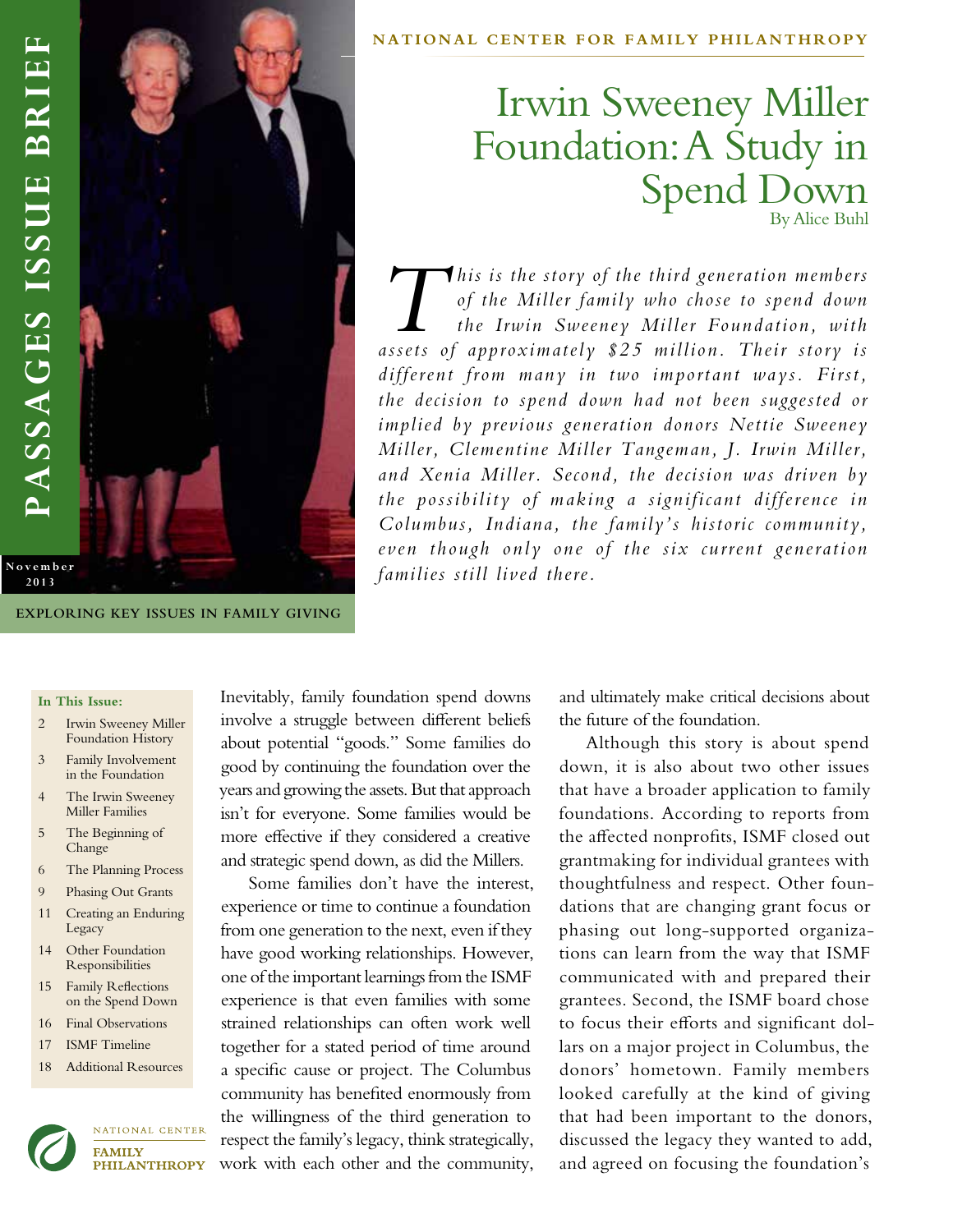# PASSAGES ISSUE BRIEF

November 2013

EXPLORING KEY ISSUES IN FAMILY GIVING

NATIONAL CENTER FOR FAMILY PHILANTHROPY

# Irwin Sweeney Miller Foundation: A Study in Spend Down

By Alice Buhl

*This is the story of the third generation members of the Miller family who chose to spend down the Irwin Sweeney Miller Foundation, with assets of approximately $25 million. Their story is different from many in two important ways. First, the decision to spend down had not been suggested or implied by previous generation donors Nettie Sweeney Miller, Clementine Miller Tangeman, J. Irwin Miller, and Xenia Miller. Second, the decision was driven by the possibility of making a significant difference in Columbus, Indiana, the family's historic community, even though only one of the six current generation families still lived there.*

**In This Issue:**

- 2 Irwin Sweeney Miller Foundation History
- 3 Family Involvement in the Foundation
- 4 The Irwin Sweeney Miller Families
- 5 The Beginning of Change
- 6 The Planning Process
- 9 Phasing Out Grants
- 11 Creating an Enduring Legacy
- 14 Other Foundation Responsibilities
- 15 Family Reflections on the Spend Down
- 16 Final Observations
- 17 ISMF Timeline
- 18 Additional Resources

Inevitably, family foundation spend downs involve a struggle between different beliefs about potential "goods." Some families do good by continuing the foundation over the years and growing the assets. But that approach isn't for everyone. Some families would be more effective if they considered a creative and strategic spend down, as did the Millers.

Some families don't have the interest, experience or time to continue a foundation from one generation to the next, even if they have good working relationships. However, one of the important learnings from the ISMF experience is that even families with some strained relationships can often work well together for a stated period of time around a specific cause or project. The Columbus community has benefited enormously from the willingness of the third generation to respect the family's legacy, think strategically, work with each other and the community, and ultimately make critical decisions about the future of the foundation.

Although this story is about spend down, it is also about two other issues that have a broader application to family foundations. According to reports from the affected nonprofits, ISMF closed out grantmaking for individual grantees with thoughtfulness and respect. Other foundations that are changing grant focus or phasing out long-supported organizations can learn from the way that ISMF communicated with and prepared their grantees. Second, the ISMF board chose to focus their efforts and significant dollars on a major project in Columbus, the donors' hometown. Family members looked carefully at the kind of giving that had been important to the donors, discussed the legacy they wanted to add, and agreed on focusing the foundation's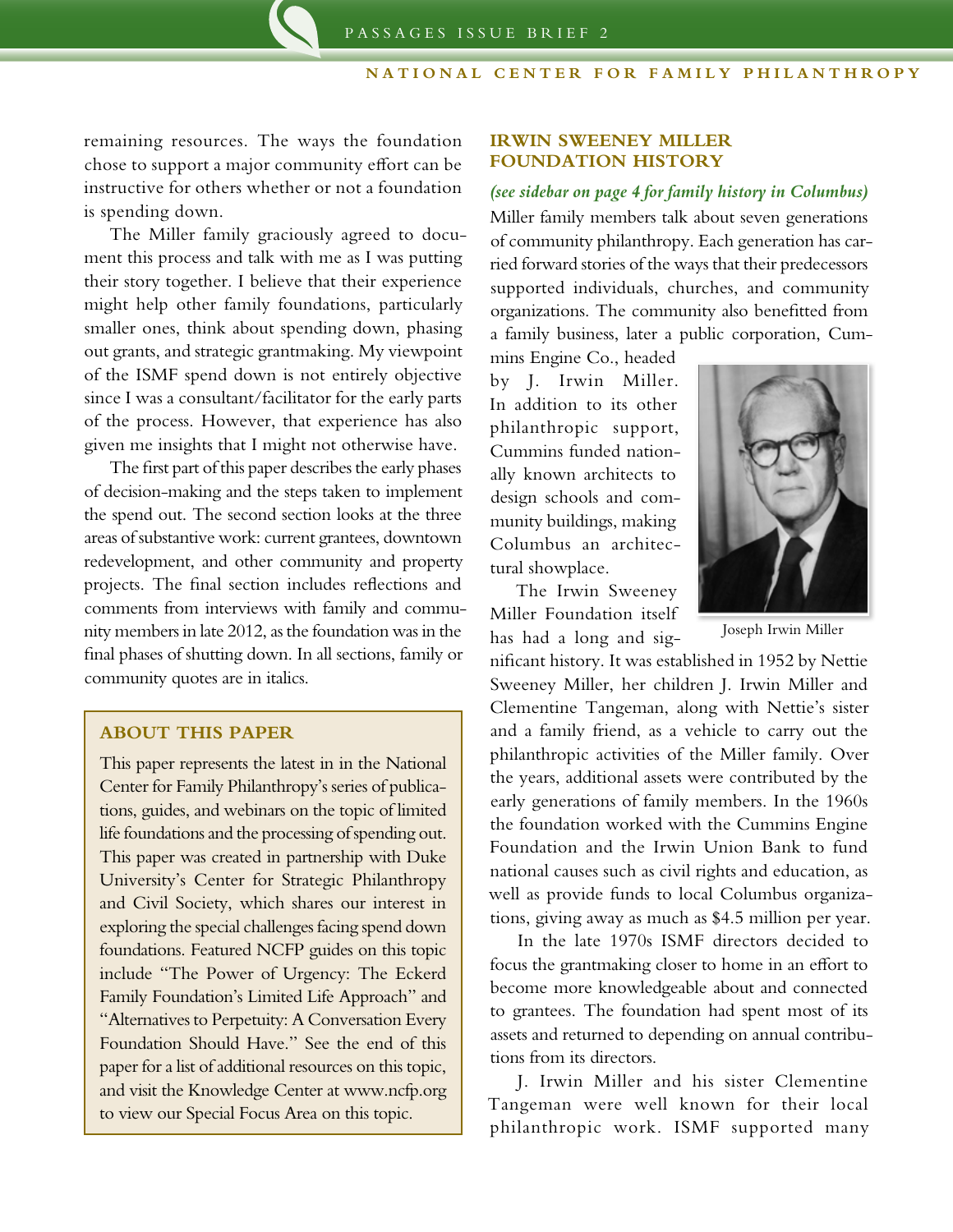remaining resources. The ways the foundation chose to support a major community effort can be instructive for others whether or not a foundation is spending down.

The Miller family graciously agreed to document this process and talk with me as I was putting their story together. I believe that their experience might help other family foundations, particularly smaller ones, think about spending down, phasing out grants, and strategic grantmaking. My viewpoint of the ISMF spend down is not entirely objective since I was a consultant/facilitator for the early parts of the process. However, that experience has also given me insights that I might not otherwise have.

The first part of this paper describes the early phases of decision-making and the steps taken to implement the spend out. The second section looks at the three areas of substantive work: current grantees, downtown redevelopment, and other community and property projects. The final section includes reflections and comments from interviews with family and community members in late 2012, as the foundation was in the final phases of shutting down. In all sections, family or community quotes are in italics.

## ABOUT THIS PAPER

This paper represents the latest in in the National Center for Family Philanthropy's series of publications, guides, and webinars on the topic of limited life foundations and the processing of spending out. This paper was created in partnership with Duke University's Center for Strategic Philanthropy and Civil Society, which shares our interest in exploring the special challenges facing spend down foundations. Featured NCFP guides on this topic include "The Power of Urgency: The Eckerd Family Foundation's Limited Life Approach" and "Alternatives to Perpetuity: A Conversation Every Foundation Should Have." See the end of this paper for a list of additional resources on this topic, and visit the Knowledge Center at www.ncfp.org to view our Special Focus Area on this topic.

## IRWIN SWEENEY MILLER FOUNDATION HISTORY

*(see sidebar on page 4 for family history in Columbus)*

Miller family members talk about seven generations of community philanthropy. Each generation has carried forward stories of the ways that their predecessors supported individuals, churches, and community organizations. The community also benefitted from a family business, later a public corporation, Cummins Engine Co., headed by J. Irwin Miller. In addition to its other philanthropic support, Cummins funded nationally known architects to design schools and community buildings, making Columbus an architectural showplace.

Joseph Irwin Miller

The Irwin Sweeney Miller Foundation itself has had a long and significant history. It was established in 1952 by Nettie Sweeney Miller, her children J. Irwin Miller and Clementine Tangeman, along with Nettie's sister and a family friend, as a vehicle to carry out the philanthropic activities of the Miller family. Over the years, additional assets were contributed by the early generations of family members. In the 1960s the foundation worked with the Cummins Engine Foundation and the Irwin Union Bank to fund national causes such as civil rights and education, as well as provide funds to local Columbus organizations, giving away as much as $4.5 million per year.

In the late 1970s ISMF directors decided to focus the grantmaking closer to home in an effort to become more knowledgeable about and connected to grantees. The foundation had spent most of its assets and returned to depending on annual contributions from its directors.

J. Irwin Miller and his sister Clementine Tangeman were well known for their local philanthropic work. ISMF supported many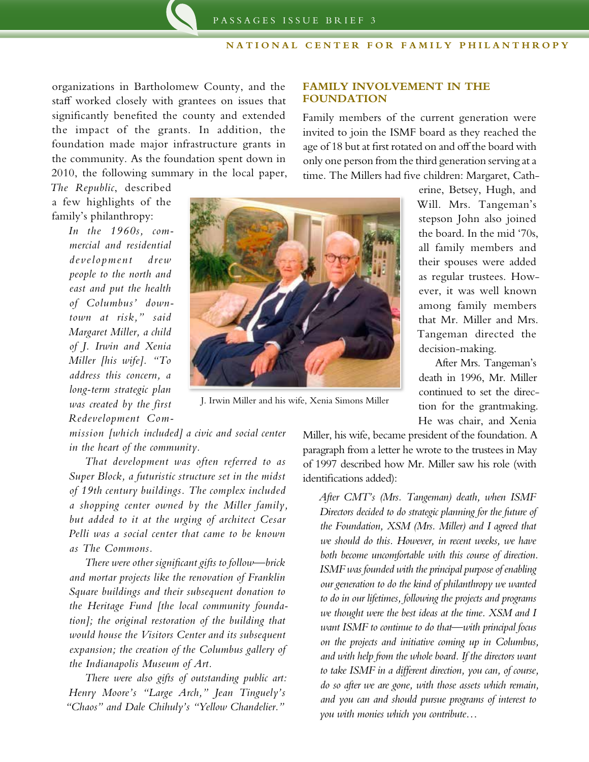organizations in Bartholomew County, and the staff worked closely with grantees on issues that significantly benefited the county and extended the impact of the grants. In addition, the foundation made major infrastructure grants in the community. As the foundation spent down in 2010, the following summary in the local paper, *The Republic*, described a few highlights of the family's philanthropy:

> *In the 1960s, commercial and residential development drew people to the north and east and put the health of Columbus' downtown at risk," said Margaret Miller, a child of J. Irwin and Xenia Miller [his wife]. "To address this concern, a long-term strategic plan was created by the first Redevelopment Commission [which included] a civic and social center in the heart of the community.*
>
> *That development was often referred to as Super Block, a futuristic structure set in the midst of 19th century buildings. The complex included a shopping center owned by the Miller family, but added to it at the urging of architect Cesar Pelli was a social center that came to be known as The Commons.*
>
> *There were other significant gifts to follow—brick and mortar projects like the renovation of Franklin Square buildings and their subsequent donation to the Heritage Fund [the local community foundation]; the original restoration of the building that would house the Visitors Center and its subsequent expansion; the creation of the Columbus gallery of the Indianapolis Museum of Art.*
>
> *There were also gifts of outstanding public art: Henry Moore's "Large Arch," Jean Tinguely's "Chaos" and Dale Chihuly's "Yellow Chandelier."*

J. Irwin Miller and his wife, Xenia Simons Miller

## FAMILY INVOLVEMENT IN THE FOUNDATION

Family members of the current generation were invited to join the ISMF board as they reached the age of 18 but at first rotated on and off the board with only one person from the third generation serving at a time. The Millers had five children: Margaret, Catherine, Betsey, Hugh, and Will. Mrs. Tangeman's stepson John also joined the board. In the mid '70s, all family members and their spouses were added as regular trustees. However, it was well known among family members that Mr. Miller and Mrs. Tangeman directed the decision-making.

After Mrs. Tangeman's death in 1996, Mr. Miller continued to set the direction for the grantmaking. He was chair, and Xenia Miller, his wife, became president of the foundation. A paragraph from a letter he wrote to the trustees in May of 1997 described how Mr. Miller saw his role (with identifications added):

> *After CMT's (Mrs. Tangeman) death, when ISMF Directors decided to do strategic planning for the future of the Foundation, XSM (Mrs. Miller) and I agreed that we should do this. However, in recent weeks, we have both become uncomfortable with this course of direction. ISMF was founded with the principal purpose of enabling our generation to do the kind of philanthropy we wanted to do in our lifetimes, following the projects and programs we thought were the best ideas at the time. XSM and I want ISMF to continue to do that—with principal focus on the projects and initiative coming up in Columbus, and with help from the whole board. If the directors want to take ISMF in a different direction, you can, of course, do so after we are gone, with those assets which remain, and you can and should pursue programs of interest to you with monies which you contribute…*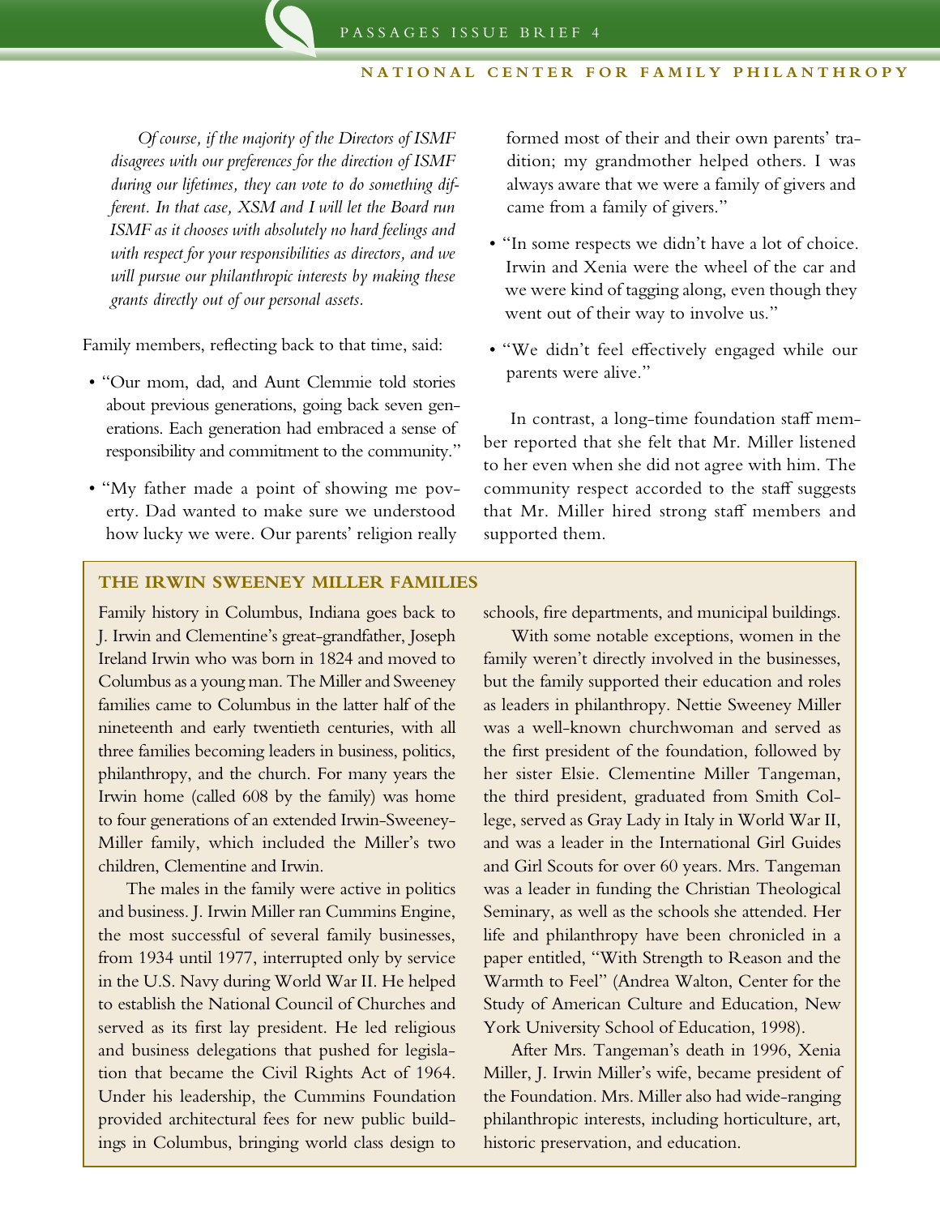*Of course, if the majority of the Directors of ISMF disagrees with our preferences for the direction of ISMF during our lifetimes, they can vote to do something different. In that case, XSM and I will let the Board run ISMF as it chooses with absolutely no hard feelings and with respect for your responsibilities as directors, and we will pursue our philanthropic interests by making these grants directly out of our personal assets.*

Family members, reflecting back to that time, said:

- "Our mom, dad, and Aunt Clemmie told stories about previous generations, going back seven generations. Each generation had embraced a sense of responsibility and commitment to the community."
- "My father made a point of showing me poverty. Dad wanted to make sure we understood how lucky we were. Our parents' religion really formed most of their and their own parents' tradition; my grandmother helped others. I was always aware that we were a family of givers and came from a family of givers."
- "In some respects we didn't have a lot of choice. Irwin and Xenia were the wheel of the car and we were kind of tagging along, even though they went out of their way to involve us."
- "We didn't feel effectively engaged while our parents were alive."

In contrast, a long-time foundation staff member reported that she felt that Mr. Miller listened to her even when she did not agree with him. The community respect accorded to the staff suggests that Mr. Miller hired strong staff members and supported them.

## THE IRWIN SWEENEY MILLER FAMILIES

Family history in Columbus, Indiana goes back to J. Irwin and Clementine's great-grandfather, Joseph Ireland Irwin who was born in 1824 and moved to Columbus as a young man. The Miller and Sweeney families came to Columbus in the latter half of the nineteenth and early twentieth centuries, with all three families becoming leaders in business, politics, philanthropy, and the church. For many years the Irwin home (called 608 by the family) was home to four generations of an extended Irwin-Sweeney-Miller family, which included the Miller's two children, Clementine and Irwin.

The males in the family were active in politics and business. J. Irwin Miller ran Cummins Engine, the most successful of several family businesses, from 1934 until 1977, interrupted only by service in the U.S. Navy during World War II. He helped to establish the National Council of Churches and served as its first lay president. He led religious and business delegations that pushed for legislation that became the Civil Rights Act of 1964. Under his leadership, the Cummins Foundation provided architectural fees for new public buildings in Columbus, bringing world class design to schools, fire departments, and municipal buildings.

With some notable exceptions, women in the family weren't directly involved in the businesses, but the family supported their education and roles as leaders in philanthropy. Nettie Sweeney Miller was a well-known churchwoman and served as the first president of the foundation, followed by her sister Elsie. Clementine Miller Tangeman, the third president, graduated from Smith College, served as Gray Lady in Italy in World War II, and was a leader in the International Girl Guides and Girl Scouts for over 60 years. Mrs. Tangeman was a leader in funding the Christian Theological Seminary, as well as the schools she attended. Her life and philanthropy have been chronicled in a paper entitled, "With Strength to Reason and the Warmth to Feel" (Andrea Walton, Center for the Study of American Culture and Education, New York University School of Education, 1998).

After Mrs. Tangeman's death in 1996, Xenia Miller, J. Irwin Miller's wife, became president of the Foundation. Mrs. Miller also had wide-ranging philanthropic interests, including horticulture, art, historic preservation, and education.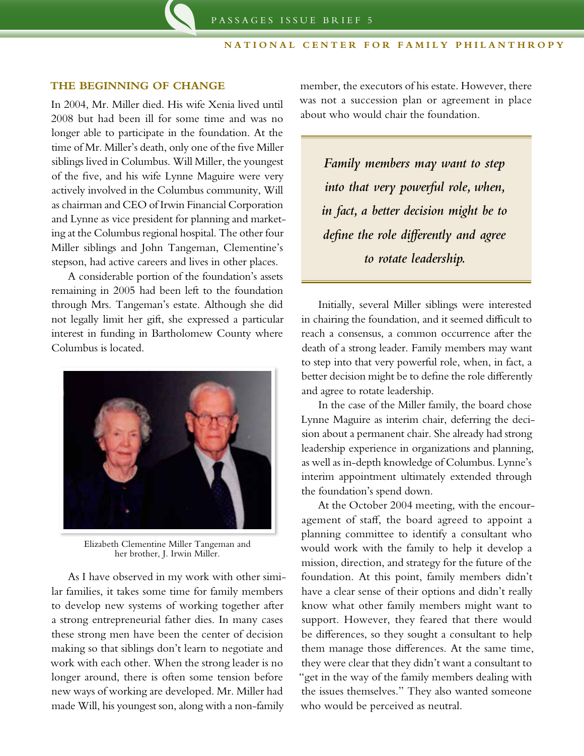## THE BEGINNING OF CHANGE

In 2004, Mr. Miller died. His wife Xenia lived until 2008 but had been ill for some time and was no longer able to participate in the foundation. At the time of Mr. Miller's death, only one of the five Miller siblings lived in Columbus. Will Miller, the youngest of the five, and his wife Lynne Maguire were very actively involved in the Columbus community, Will as chairman and CEO of Irwin Financial Corporation and Lynne as vice president for planning and marketing at the Columbus regional hospital. The other four Miller siblings and John Tangeman, Clementine's stepson, had active careers and lives in other places.

A considerable portion of the foundation's assets remaining in 2005 had been left to the foundation through Mrs. Tangeman's estate. Although she did not legally limit her gift, she expressed a particular interest in funding in Bartholomew County where Columbus is located.

Elizabeth Clementine Miller Tangeman and her brother, J. Irwin Miller.

As I have observed in my work with other similar families, it takes some time for family members to develop new systems of working together after a strong entrepreneurial father dies. In many cases these strong men have been the center of decision making so that siblings don't learn to negotiate and work with each other. When the strong leader is no longer around, there is often some tension before new ways of working are developed. Mr. Miller had made Will, his youngest son, along with a non-family member, the executors of his estate. However, there was not a succession plan or agreement in place about who would chair the foundation.

> *Family members may want to step into that very powerful role, when, in fact, a better decision might be to define the role differently and agree to rotate leadership.*

Initially, several Miller siblings were interested in chairing the foundation, and it seemed difficult to reach a consensus, a common occurrence after the death of a strong leader. Family members may want to step into that very powerful role, when, in fact, a better decision might be to define the role differently and agree to rotate leadership.

In the case of the Miller family, the board chose Lynne Maguire as interim chair, deferring the decision about a permanent chair. She already had strong leadership experience in organizations and planning, as well as in-depth knowledge of Columbus. Lynne's interim appointment ultimately extended through the foundation's spend down.

At the October 2004 meeting, with the encouragement of staff, the board agreed to appoint a planning committee to identify a consultant who would work with the family to help it develop a mission, direction, and strategy for the future of the foundation. At this point, family members didn't have a clear sense of their options and didn't really know what other family members might want to support. However, they feared that there would be differences, so they sought a consultant to help them manage those differences. At the same time, they were clear that they didn't want a consultant to "get in the way of the family members dealing with the issues themselves." They also wanted someone who would be perceived as neutral.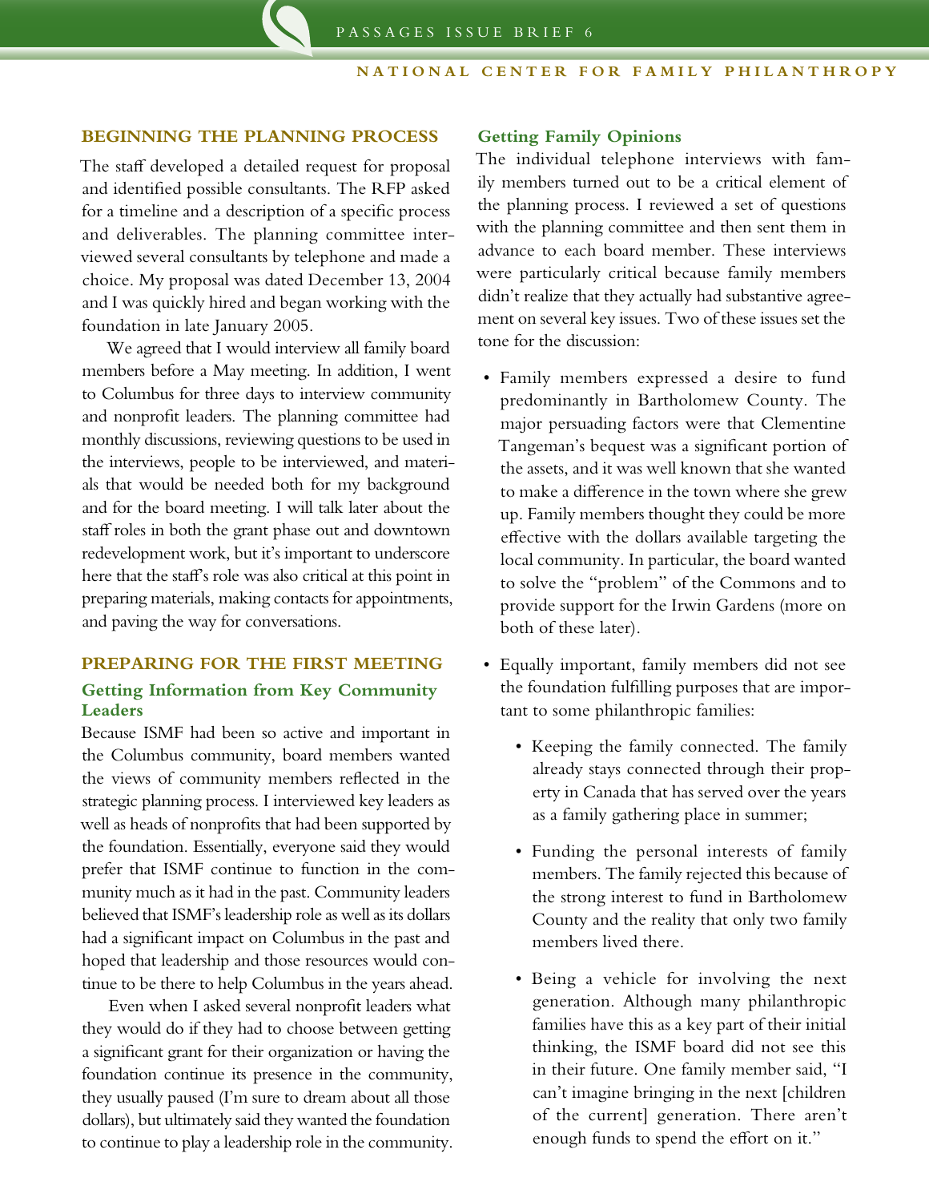## BEGINNING THE PLANNING PROCESS

The staff developed a detailed request for proposal and identified possible consultants. The RFP asked for a timeline and a description of a specific process and deliverables. The planning committee interviewed several consultants by telephone and made a choice. My proposal was dated December 13, 2004 and I was quickly hired and began working with the foundation in late January 2005.

We agreed that I would interview all family board members before a May meeting. In addition, I went to Columbus for three days to interview community and nonprofit leaders. The planning committee had monthly discussions, reviewing questions to be used in the interviews, people to be interviewed, and materials that would be needed both for my background and for the board meeting. I will talk later about the staff roles in both the grant phase out and downtown redevelopment work, but it's important to underscore here that the staff's role was also critical at this point in preparing materials, making contacts for appointments, and paving the way for conversations.

## PREPARING FOR THE FIRST MEETING

### Getting Information from Key Community Leaders

Because ISMF had been so active and important in the Columbus community, board members wanted the views of community members reflected in the strategic planning process. I interviewed key leaders as well as heads of nonprofits that had been supported by the foundation. Essentially, everyone said they would prefer that ISMF continue to function in the community much as it had in the past. Community leaders believed that ISMF's leadership role as well as its dollars had a significant impact on Columbus in the past and hoped that leadership and those resources would continue to be there to help Columbus in the years ahead.

Even when I asked several nonprofit leaders what they would do if they had to choose between getting a significant grant for their organization or having the foundation continue its presence in the community, they usually paused (I'm sure to dream about all those dollars), but ultimately said they wanted the foundation to continue to play a leadership role in the community.

### Getting Family Opinions

The individual telephone interviews with family members turned out to be a critical element of the planning process. I reviewed a set of questions with the planning committee and then sent them in advance to each board member. These interviews were particularly critical because family members didn't realize that they actually had substantive agreement on several key issues. Two of these issues set the tone for the discussion:

- Family members expressed a desire to fund predominantly in Bartholomew County. The major persuading factors were that Clementine Tangeman's bequest was a significant portion of the assets, and it was well known that she wanted to make a difference in the town where she grew up. Family members thought they could be more effective with the dollars available targeting the local community. In particular, the board wanted to solve the "problem" of the Commons and to provide support for the Irwin Gardens (more on both of these later).
- Equally important, family members did not see the foundation fulfilling purposes that are important to some philanthropic families:
  - Keeping the family connected. The family already stays connected through their property in Canada that has served over the years as a family gathering place in summer;
  - Funding the personal interests of family members. The family rejected this because of the strong interest to fund in Bartholomew County and the reality that only two family members lived there.
  - Being a vehicle for involving the next generation. Although many philanthropic families have this as a key part of their initial thinking, the ISMF board did not see this in their future. One family member said, "I can't imagine bringing in the next [children of the current] generation. There aren't enough funds to spend the effort on it."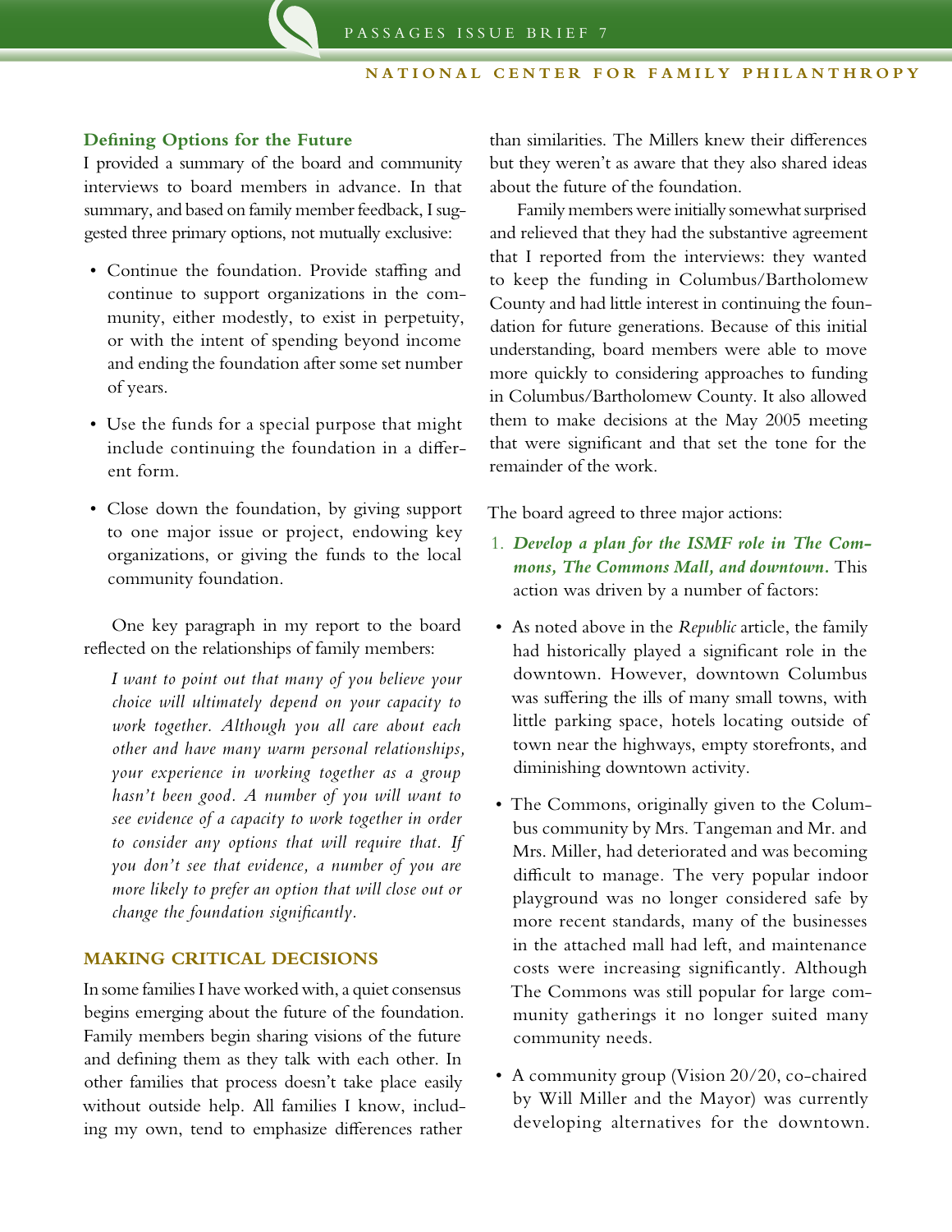### Defining Options for the Future

I provided a summary of the board and community interviews to board members in advance. In that summary, and based on family member feedback, I suggested three primary options, not mutually exclusive:

- Continue the foundation. Provide staffing and continue to support organizations in the community, either modestly, to exist in perpetuity, or with the intent of spending beyond income and ending the foundation after some set number of years.
- Use the funds for a special purpose that might include continuing the foundation in a different form.
- Close down the foundation, by giving support to one major issue or project, endowing key organizations, or giving the funds to the local community foundation.

One key paragraph in my report to the board reflected on the relationships of family members:

> *I want to point out that many of you believe your choice will ultimately depend on your capacity to work together. Although you all care about each other and have many warm personal relationships, your experience in working together as a group hasn't been good. A number of you will want to see evidence of a capacity to work together in order to consider any options that will require that. If you don't see that evidence, a number of you are more likely to prefer an option that will close out or change the foundation significantly.*

## MAKING CRITICAL DECISIONS

In some families I have worked with, a quiet consensus begins emerging about the future of the foundation. Family members begin sharing visions of the future and defining them as they talk with each other. In other families that process doesn't take place easily without outside help. All families I know, including my own, tend to emphasize differences rather than similarities. The Millers knew their differences but they weren't as aware that they also shared ideas about the future of the foundation.

Family members were initially somewhat surprised and relieved that they had the substantive agreement that I reported from the interviews: they wanted to keep the funding in Columbus/Bartholomew County and had little interest in continuing the foundation for future generations. Because of this initial understanding, board members were able to move more quickly to considering approaches to funding in Columbus/Bartholomew County. It also allowed them to make decisions at the May 2005 meeting that were significant and that set the tone for the remainder of the work.

The board agreed to three major actions:

1. ***Develop a plan for the ISMF role in The Commons, The Commons Mall, and downtown.*** This action was driven by a number of factors:

- As noted above in the *Republic* article, the family had historically played a significant role in the downtown. However, downtown Columbus was suffering the ills of many small towns, with little parking space, hotels locating outside of town near the highways, empty storefronts, and diminishing downtown activity.
- The Commons, originally given to the Columbus community by Mrs. Tangeman and Mr. and Mrs. Miller, had deteriorated and was becoming difficult to manage. The very popular indoor playground was no longer considered safe by more recent standards, many of the businesses in the attached mall had left, and maintenance costs were increasing significantly. Although The Commons was still popular for large community gatherings it no longer suited many community needs.
- A community group (Vision 20/20, co-chaired by Will Miller and the Mayor) was currently developing alternatives for the downtown.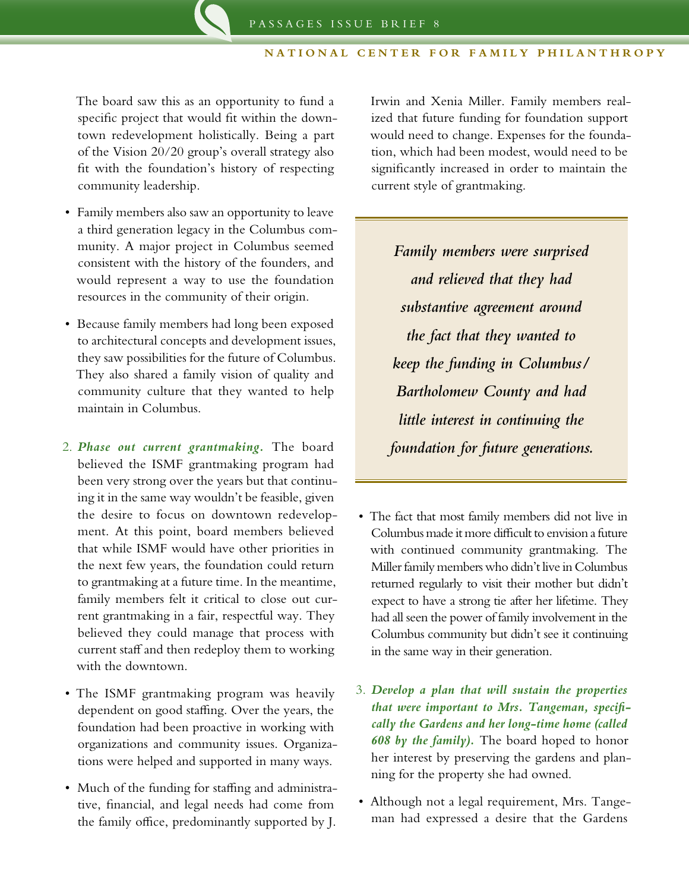The board saw this as an opportunity to fund a specific project that would fit within the downtown redevelopment holistically. Being a part of the Vision 20/20 group's overall strategy also fit with the foundation's history of respecting community leadership.

- Family members also saw an opportunity to leave a third generation legacy in the Columbus community. A major project in Columbus seemed consistent with the history of the founders, and would represent a way to use the foundation resources in the community of their origin.
- Because family members had long been exposed to architectural concepts and development issues, they saw possibilities for the future of Columbus. They also shared a family vision of quality and community culture that they wanted to help maintain in Columbus.

2. ***Phase out current grantmaking.*** The board believed the ISMF grantmaking program had been very strong over the years but that continuing it in the same way wouldn't be feasible, given the desire to focus on downtown redevelopment. At this point, board members believed that while ISMF would have other priorities in the next few years, the foundation could return to grantmaking at a future time. In the meantime, family members felt it critical to close out current grantmaking in a fair, respectful way. They believed they could manage that process with current staff and then redeploy them to working with the downtown.

- The ISMF grantmaking program was heavily dependent on good staffing. Over the years, the foundation had been proactive in working with organizations and community issues. Organizations were helped and supported in many ways.
- Much of the funding for staffing and administrative, financial, and legal needs had come from the family office, predominantly supported by J. Irwin and Xenia Miller. Family members realized that future funding for foundation support would need to change. Expenses for the foundation, which had been modest, would need to be significantly increased in order to maintain the current style of grantmaking.

> ***Family members were surprised and relieved that they had substantive agreement around the fact that they wanted to keep the funding in Columbus/Bartholomew County and had little interest in continuing the foundation for future generations.***

- The fact that most family members did not live in Columbus made it more difficult to envision a future with continued community grantmaking. The Miller family members who didn't live in Columbus returned regularly to visit their mother but didn't expect to have a strong tie after her lifetime. They had all seen the power of family involvement in the Columbus community but didn't see it continuing in the same way in their generation.

3. ***Develop a plan that will sustain the properties that were important to Mrs. Tangeman, specifically the Gardens and her long-time home (called 608 by the family).*** The board hoped to honor her interest by preserving the gardens and planning for the property she had owned.

- Although not a legal requirement, Mrs. Tangeman had expressed a desire that the Gardens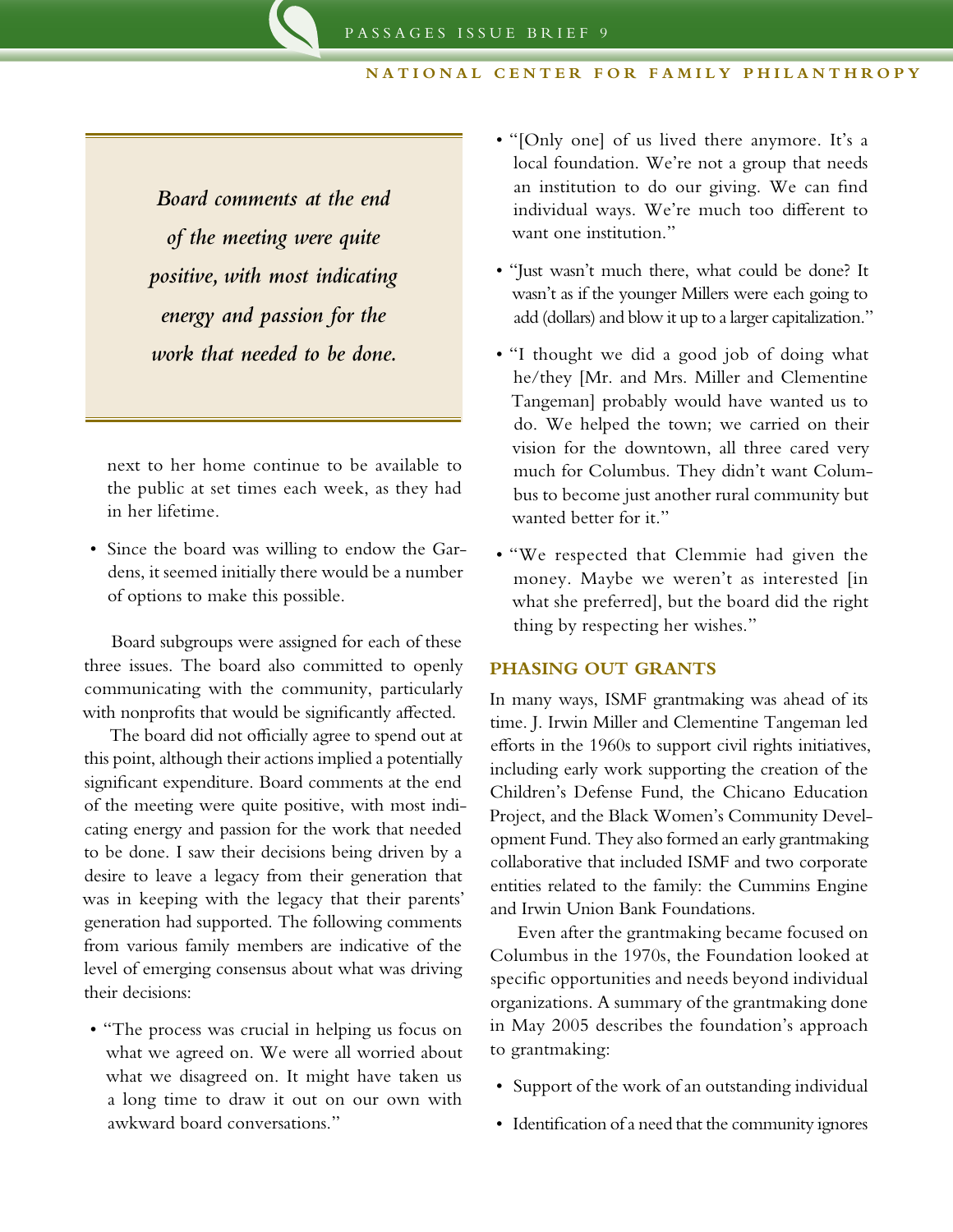> *Board comments at the end of the meeting were quite positive, with most indicating energy and passion for the work that needed to be done.*

next to her home continue to be available to the public at set times each week, as they had in her lifetime.

- Since the board was willing to endow the Gardens, it seemed initially there would be a number of options to make this possible.

Board subgroups were assigned for each of these three issues. The board also committed to openly communicating with the community, particularly with nonprofits that would be significantly affected.

The board did not officially agree to spend out at this point, although their actions implied a potentially significant expenditure. Board comments at the end of the meeting were quite positive, with most indicating energy and passion for the work that needed to be done. I saw their decisions being driven by a desire to leave a legacy from their generation that was in keeping with the legacy that their parents' generation had supported. The following comments from various family members are indicative of the level of emerging consensus about what was driving their decisions:

- "The process was crucial in helping us focus on what we agreed on. We were all worried about what we disagreed on. It might have taken us a long time to draw it out on our own with awkward board conversations."
- "[Only one] of us lived there anymore. It's a local foundation. We're not a group that needs an institution to do our giving. We can find individual ways. We're much too different to want one institution."
- "Just wasn't much there, what could be done? It wasn't as if the younger Millers were each going to add (dollars) and blow it up to a larger capitalization."
- "I thought we did a good job of doing what he/they [Mr. and Mrs. Miller and Clementine Tangeman] probably would have wanted us to do. We helped the town; we carried on their vision for the downtown, all three cared very much for Columbus. They didn't want Columbus to become just another rural community but wanted better for it."
- "We respected that Clemmie had given the money. Maybe we weren't as interested [in what she preferred], but the board did the right thing by respecting her wishes."

## PHASING OUT GRANTS

In many ways, ISMF grantmaking was ahead of its time. J. Irwin Miller and Clementine Tangeman led efforts in the 1960s to support civil rights initiatives, including early work supporting the creation of the Children's Defense Fund, the Chicano Education Project, and the Black Women's Community Development Fund. They also formed an early grantmaking collaborative that included ISMF and two corporate entities related to the family: the Cummins Engine and Irwin Union Bank Foundations.

Even after the grantmaking became focused on Columbus in the 1970s, the Foundation looked at specific opportunities and needs beyond individual organizations. A summary of the grantmaking done in May 2005 describes the foundation's approach to grantmaking:

- Support of the work of an outstanding individual
- Identification of a need that the community ignores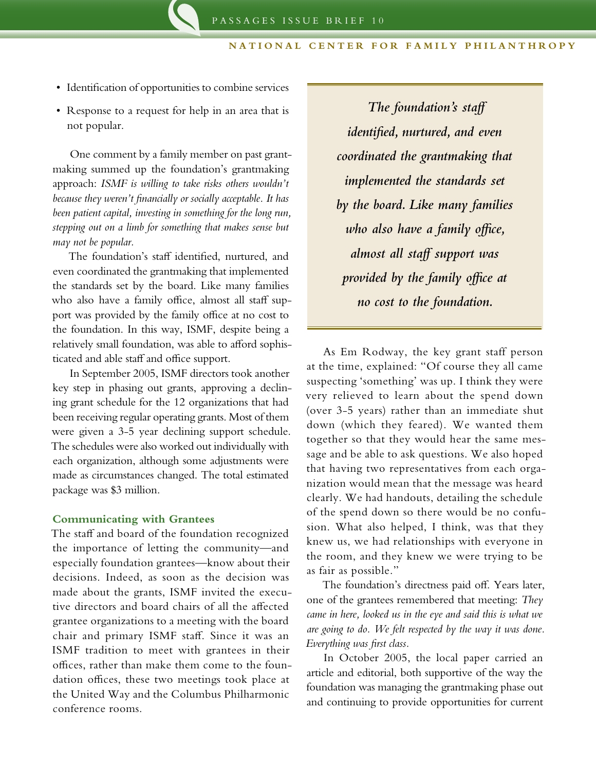- Identification of opportunities to combine services
- Response to a request for help in an area that is not popular.

One comment by a family member on past grantmaking summed up the foundation's grantmaking approach: *ISMF is willing to take risks others wouldn't because they weren't financially or socially acceptable. It has been patient capital, investing in something for the long run, stepping out on a limb for something that makes sense but may not be popular.*

The foundation's staff identified, nurtured, and even coordinated the grantmaking that implemented the standards set by the board. Like many families who also have a family office, almost all staff support was provided by the family office at no cost to the foundation. In this way, ISMF, despite being a relatively small foundation, was able to afford sophisticated and able staff and office support.

In September 2005, ISMF directors took another key step in phasing out grants, approving a declining grant schedule for the 12 organizations that had been receiving regular operating grants. Most of them were given a 3-5 year declining support schedule. The schedules were also worked out individually with each organization, although some adjustments were made as circumstances changed. The total estimated package was $3 million.

### Communicating with Grantees

The staff and board of the foundation recognized the importance of letting the community—and especially foundation grantees—know about their decisions. Indeed, as soon as the decision was made about the grants, ISMF invited the executive directors and board chairs of all the affected grantee organizations to a meeting with the board chair and primary ISMF staff. Since it was an ISMF tradition to meet with grantees in their offices, rather than make them come to the foundation offices, these two meetings took place at the United Way and the Columbus Philharmonic conference rooms.

> ***The foundation's staff identified, nurtured, and even coordinated the grantmaking that implemented the standards set by the board. Like many families who also have a family office, almost all staff support was provided by the family office at no cost to the foundation.***

As Em Rodway, the key grant staff person at the time, explained: "Of course they all came suspecting 'something' was up. I think they were very relieved to learn about the spend down (over 3-5 years) rather than an immediate shut down (which they feared). We wanted them together so that they would hear the same message and be able to ask questions. We also hoped that having two representatives from each organization would mean that the message was heard clearly. We had handouts, detailing the schedule of the spend down so there would be no confusion. What also helped, I think, was that they knew us, we had relationships with everyone in the room, and they knew we were trying to be as fair as possible."

The foundation's directness paid off. Years later, one of the grantees remembered that meeting: *They came in here, looked us in the eye and said this is what we are going to do. We felt respected by the way it was done. Everything was first class.*

In October 2005, the local paper carried an article and editorial, both supportive of the way the foundation was managing the grantmaking phase out and continuing to provide opportunities for current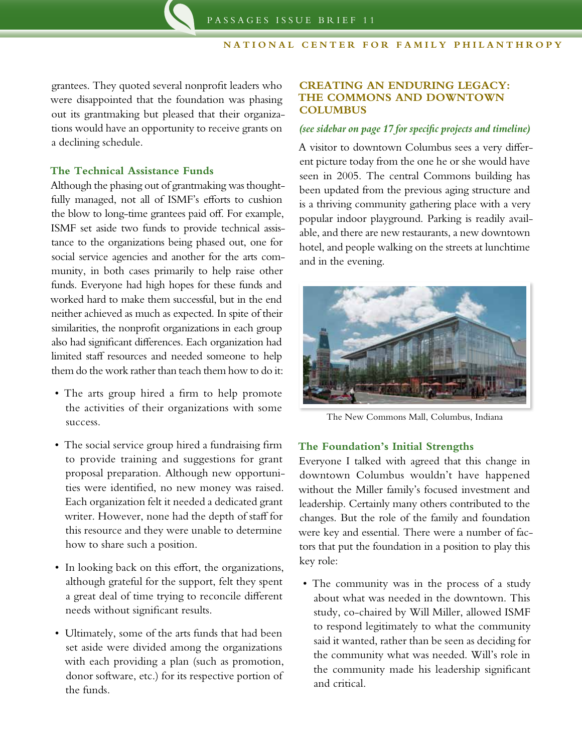grantees. They quoted several nonprofit leaders who were disappointed that the foundation was phasing out its grantmaking but pleased that their organizations would have an opportunity to receive grants on a declining schedule.

### The Technical Assistance Funds

Although the phasing out of grantmaking was thoughtfully managed, not all of ISMF's efforts to cushion the blow to long-time grantees paid off. For example, ISMF set aside two funds to provide technical assistance to the organizations being phased out, one for social service agencies and another for the arts community, in both cases primarily to help raise other funds. Everyone had high hopes for these funds and worked hard to make them successful, but in the end neither achieved as much as expected. In spite of their similarities, the nonprofit organizations in each group also had significant differences. Each organization had limited staff resources and needed someone to help them do the work rather than teach them how to do it:

- The arts group hired a firm to help promote the activities of their organizations with some success.
- The social service group hired a fundraising firm to provide training and suggestions for grant proposal preparation. Although new opportunities were identified, no new money was raised. Each organization felt it needed a dedicated grant writer. However, none had the depth of staff for this resource and they were unable to determine how to share such a position.
- In looking back on this effort, the organizations, although grateful for the support, felt they spent a great deal of time trying to reconcile different needs without significant results.
- Ultimately, some of the arts funds that had been set aside were divided among the organizations with each providing a plan (such as promotion, donor software, etc.) for its respective portion of the funds.

## CREATING AN ENDURING LEGACY: THE COMMONS AND DOWNTOWN COLUMBUS

*(see sidebar on page 17 for specific projects and timeline)*

A visitor to downtown Columbus sees a very different picture today from the one he or she would have seen in 2005. The central Commons building has been updated from the previous aging structure and is a thriving community gathering place with a very popular indoor playground. Parking is readily available, and there are new restaurants, a new downtown hotel, and people walking on the streets at lunchtime and in the evening.

The New Commons Mall, Columbus, Indiana

### The Foundation's Initial Strengths

Everyone I talked with agreed that this change in downtown Columbus wouldn't have happened without the Miller family's focused investment and leadership. Certainly many others contributed to the changes. But the role of the family and foundation were key and essential. There were a number of factors that put the foundation in a position to play this key role:

- The community was in the process of a study about what was needed in the downtown. This study, co-chaired by Will Miller, allowed ISMF to respond legitimately to what the community said it wanted, rather than be seen as deciding for the community what was needed. Will's role in the community made his leadership significant and critical.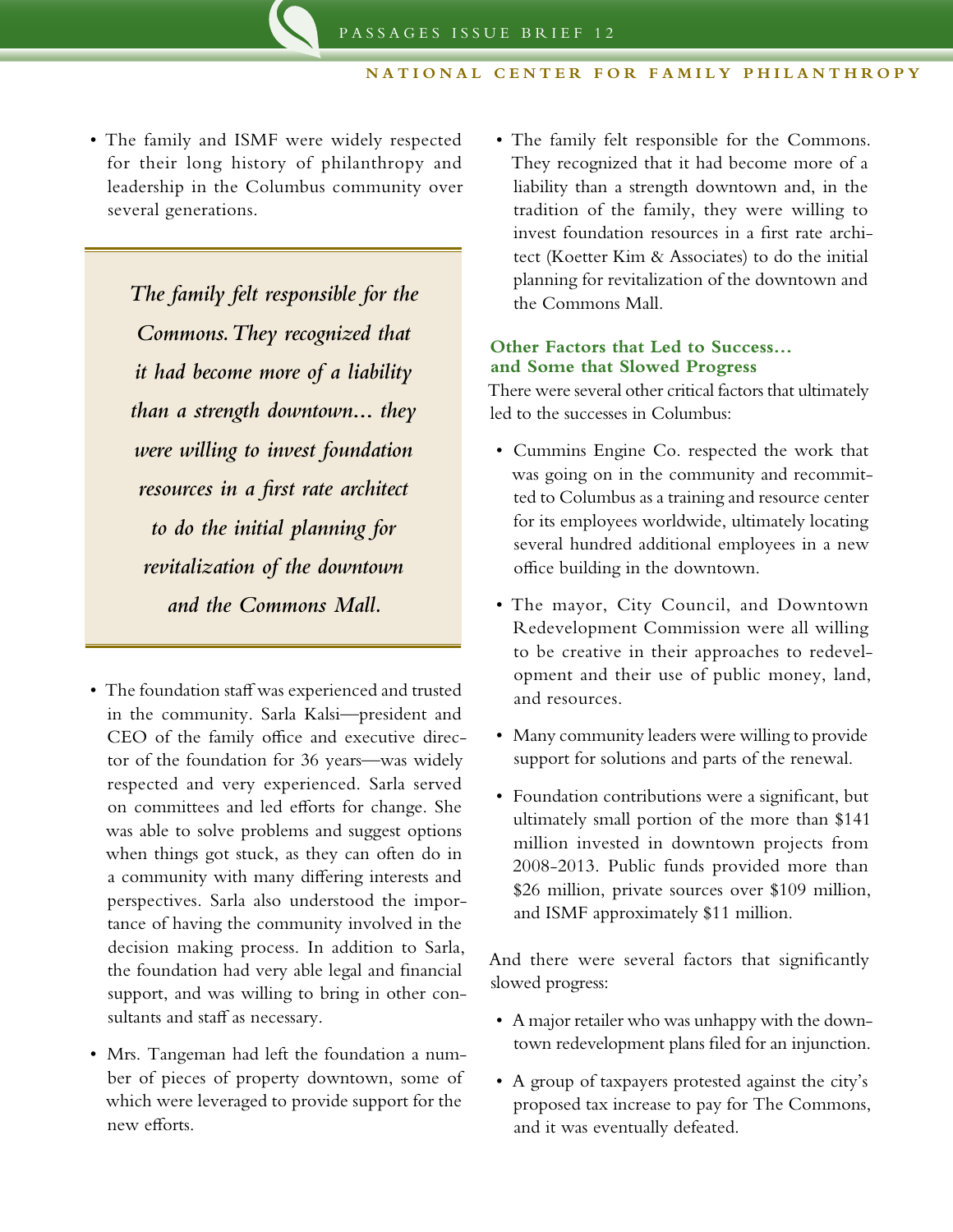- The family and ISMF were widely respected for their long history of philanthropy and leadership in the Columbus community over several generations.

> *The family felt responsible for the Commons. They recognized that it had become more of a liability than a strength downtown... they were willing to invest foundation resources in a first rate architect to do the initial planning for revitalization of the downtown and the Commons Mall.*

- The foundation staff was experienced and trusted in the community. Sarla Kalsi—president and CEO of the family office and executive director of the foundation for 36 years—was widely respected and very experienced. Sarla served on committees and led efforts for change. She was able to solve problems and suggest options when things got stuck, as they can often do in a community with many differing interests and perspectives. Sarla also understood the importance of having the community involved in the decision making process. In addition to Sarla, the foundation had very able legal and financial support, and was willing to bring in other consultants and staff as necessary.

- Mrs. Tangeman had left the foundation a number of pieces of property downtown, some of which were leveraged to provide support for the new efforts.

- The family felt responsible for the Commons. They recognized that it had become more of a liability than a strength downtown and, in the tradition of the family, they were willing to invest foundation resources in a first rate architect (Koetter Kim & Associates) to do the initial planning for revitalization of the downtown and the Commons Mall.

### Other Factors that Led to Success... and Some that Slowed Progress

There were several other critical factors that ultimately led to the successes in Columbus:

- Cummins Engine Co. respected the work that was going on in the community and recommitted to Columbus as a training and resource center for its employees worldwide, ultimately locating several hundred additional employees in a new office building in the downtown.

- The mayor, City Council, and Downtown Redevelopment Commission were all willing to be creative in their approaches to redevelopment and their use of public money, land, and resources.

- Many community leaders were willing to provide support for solutions and parts of the renewal.

- Foundation contributions were a significant, but ultimately small portion of the more than $141 million invested in downtown projects from 2008-2013. Public funds provided more than $26 million, private sources over $109 million, and ISMF approximately $11 million.

And there were several factors that significantly slowed progress:

- A major retailer who was unhappy with the downtown redevelopment plans filed for an injunction.

- A group of taxpayers protested against the city's proposed tax increase to pay for The Commons, and it was eventually defeated.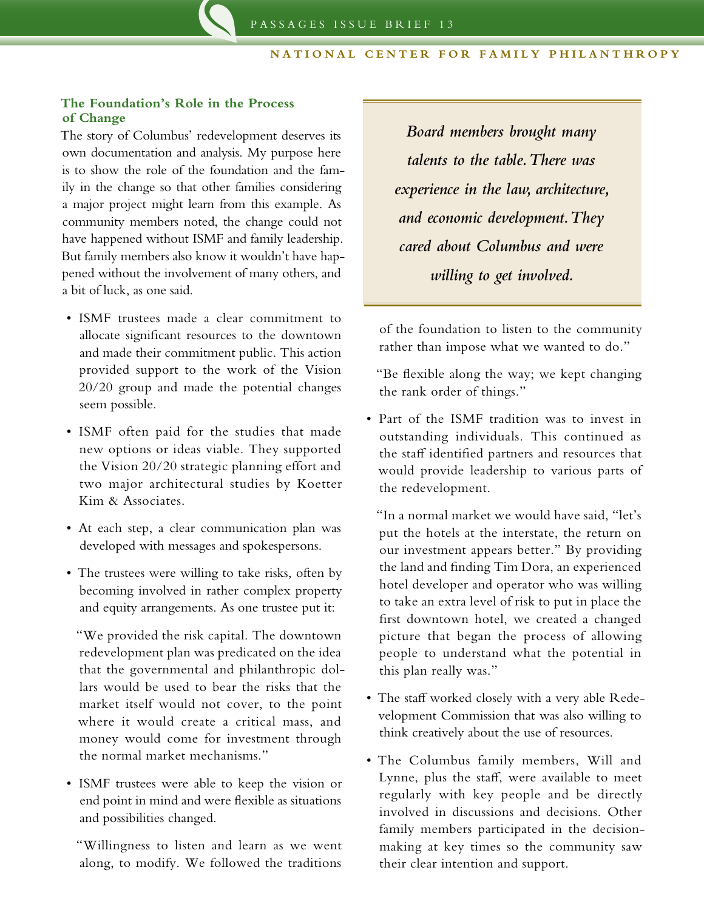## The Foundation's Role in the Process of Change

The story of Columbus' redevelopment deserves its own documentation and analysis. My purpose here is to show the role of the foundation and the family in the change so that other families considering a major project might learn from this example. As community members noted, the change could not have happened without ISMF and family leadership. But family members also know it wouldn't have happened without the involvement of many others, and a bit of luck, as one said.

- ISMF trustees made a clear commitment to allocate significant resources to the downtown and made their commitment public. This action provided support to the work of the Vision 20/20 group and made the potential changes seem possible.
- ISMF often paid for the studies that made new options or ideas viable. They supported the Vision 20/20 strategic planning effort and two major architectural studies by Koetter Kim & Associates.
- At each step, a clear communication plan was developed with messages and spokespersons.
- The trustees were willing to take risks, often by becoming involved in rather complex property and equity arrangements. As one trustee put it:

  "We provided the risk capital. The downtown redevelopment plan was predicated on the idea that the governmental and philanthropic dollars would be used to bear the risks that the market itself would not cover, to the point where it would create a critical mass, and money would come for investment through the normal market mechanisms."

- ISMF trustees were able to keep the vision or end point in mind and were flexible as situations and possibilities changed.

  "Willingness to listen and learn as we went along, to modify. We followed the traditions of the foundation to listen to the community rather than impose what we wanted to do."

  "Be flexible along the way; we kept changing the rank order of things."

> *Board members brought many talents to the table. There was experience in the law, architecture, and economic development. They cared about Columbus and were willing to get involved.*

- Part of the ISMF tradition was to invest in outstanding individuals. This continued as the staff identified partners and resources that would provide leadership to various parts of the redevelopment.

  "In a normal market we would have said, "let's put the hotels at the interstate, the return on our investment appears better." By providing the land and finding Tim Dora, an experienced hotel developer and operator who was willing to take an extra level of risk to put in place the first downtown hotel, we created a changed picture that began the process of allowing people to understand what the potential in this plan really was."

- The staff worked closely with a very able Redevelopment Commission that was also willing to think creatively about the use of resources.
- The Columbus family members, Will and Lynne, plus the staff, were available to meet regularly with key people and be directly involved in discussions and decisions. Other family members participated in the decision-making at key times so the community saw their clear intention and support.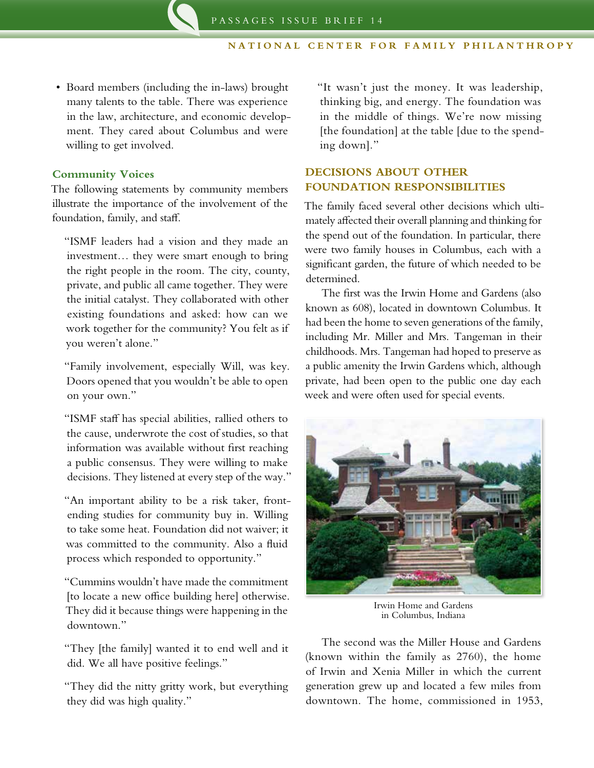- Board members (including the in-laws) brought many talents to the table. There was experience in the law, architecture, and economic development. They cared about Columbus and were willing to get involved.

### Community Voices

The following statements by community members illustrate the importance of the involvement of the foundation, family, and staff.

"ISMF leaders had a vision and they made an investment… they were smart enough to bring the right people in the room. The city, county, private, and public all came together. They were the initial catalyst. They collaborated with other existing foundations and asked: how can we work together for the community? You felt as if you weren't alone."

"Family involvement, especially Will, was key. Doors opened that you wouldn't be able to open on your own."

"ISMF staff has special abilities, rallied others to the cause, underwrote the cost of studies, so that information was available without first reaching a public consensus. They were willing to make decisions. They listened at every step of the way."

"An important ability to be a risk taker, front-ending studies for community buy in. Willing to take some heat. Foundation did not waiver; it was committed to the community. Also a fluid process which responded to opportunity."

"Cummins wouldn't have made the commitment [to locate a new office building here] otherwise. They did it because things were happening in the downtown."

"They [the family] wanted it to end well and it did. We all have positive feelings."

"They did the nitty gritty work, but everything they did was high quality."

"It wasn't just the money. It was leadership, thinking big, and energy. The foundation was in the middle of things. We're now missing [the foundation] at the table [due to the spending down]."

## DECISIONS ABOUT OTHER FOUNDATION RESPONSIBILITIES

The family faced several other decisions which ultimately affected their overall planning and thinking for the spend out of the foundation. In particular, there were two family houses in Columbus, each with a significant garden, the future of which needed to be determined.

The first was the Irwin Home and Gardens (also known as 608), located in downtown Columbus. It had been the home to seven generations of the family, including Mr. Miller and Mrs. Tangeman in their childhoods. Mrs. Tangeman had hoped to preserve as a public amenity the Irwin Gardens which, although private, had been open to the public one day each week and were often used for special events.

Irwin Home and Gardens in Columbus, Indiana

The second was the Miller House and Gardens (known within the family as 2760), the home of Irwin and Xenia Miller in which the current generation grew up and located a few miles from downtown. The home, commissioned in 1953,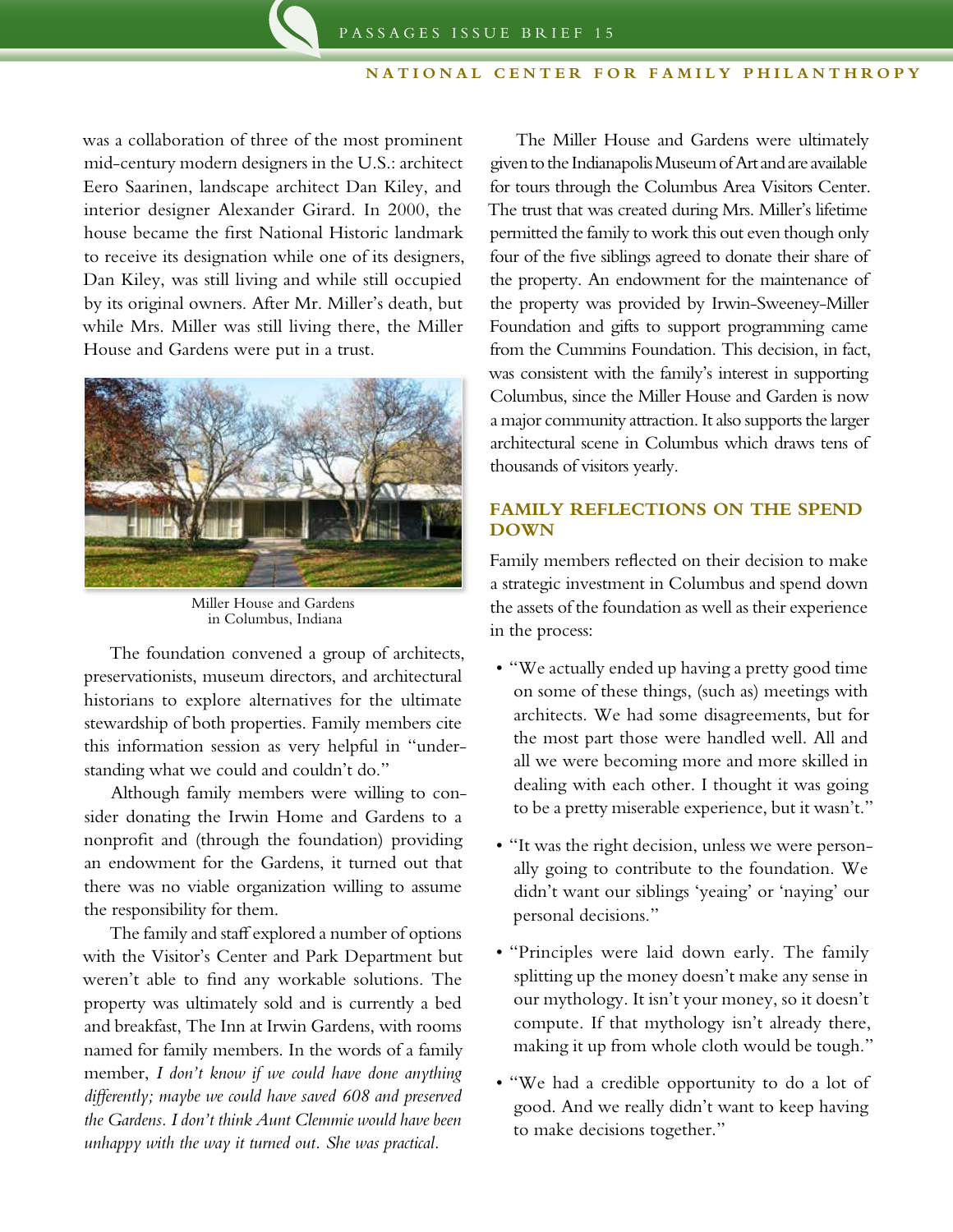was a collaboration of three of the most prominent mid-century modern designers in the U.S.: architect Eero Saarinen, landscape architect Dan Kiley, and interior designer Alexander Girard. In 2000, the house became the first National Historic landmark to receive its designation while one of its designers, Dan Kiley, was still living and while still occupied by its original owners. After Mr. Miller's death, but while Mrs. Miller was still living there, the Miller House and Gardens were put in a trust.

Miller House and Gardens in Columbus, Indiana

The foundation convened a group of architects, preservationists, museum directors, and architectural historians to explore alternatives for the ultimate stewardship of both properties. Family members cite this information session as very helpful in "understanding what we could and couldn't do."

Although family members were willing to consider donating the Irwin Home and Gardens to a nonprofit and (through the foundation) providing an endowment for the Gardens, it turned out that there was no viable organization willing to assume the responsibility for them.

The family and staff explored a number of options with the Visitor's Center and Park Department but weren't able to find any workable solutions. The property was ultimately sold and is currently a bed and breakfast, The Inn at Irwin Gardens, with rooms named for family members. In the words of a family member, *I don't know if we could have done anything differently; maybe we could have saved 608 and preserved the Gardens. I don't think Aunt Clemmie would have been unhappy with the way it turned out. She was practical.*

The Miller House and Gardens were ultimately given to the Indianapolis Museum of Art and are available for tours through the Columbus Area Visitors Center. The trust that was created during Mrs. Miller's lifetime permitted the family to work this out even though only four of the five siblings agreed to donate their share of the property. An endowment for the maintenance of the property was provided by Irwin-Sweeney-Miller Foundation and gifts to support programming came from the Cummins Foundation. This decision, in fact, was consistent with the family's interest in supporting Columbus, since the Miller House and Garden is now a major community attraction. It also supports the larger architectural scene in Columbus which draws tens of thousands of visitors yearly.

## FAMILY REFLECTIONS ON THE SPEND DOWN

Family members reflected on their decision to make a strategic investment in Columbus and spend down the assets of the foundation as well as their experience in the process:

- "We actually ended up having a pretty good time on some of these things, (such as) meetings with architects. We had some disagreements, but for the most part those were handled well. All and all we were becoming more and more skilled in dealing with each other. I thought it was going to be a pretty miserable experience, but it wasn't."
- "It was the right decision, unless we were personally going to contribute to the foundation. We didn't want our siblings 'yeaing' or 'naying' our personal decisions."
- "Principles were laid down early. The family splitting up the money doesn't make any sense in our mythology. It isn't your money, so it doesn't compute. If that mythology isn't already there, making it up from whole cloth would be tough."
- "We had a credible opportunity to do a lot of good. And we really didn't want to keep having to make decisions together."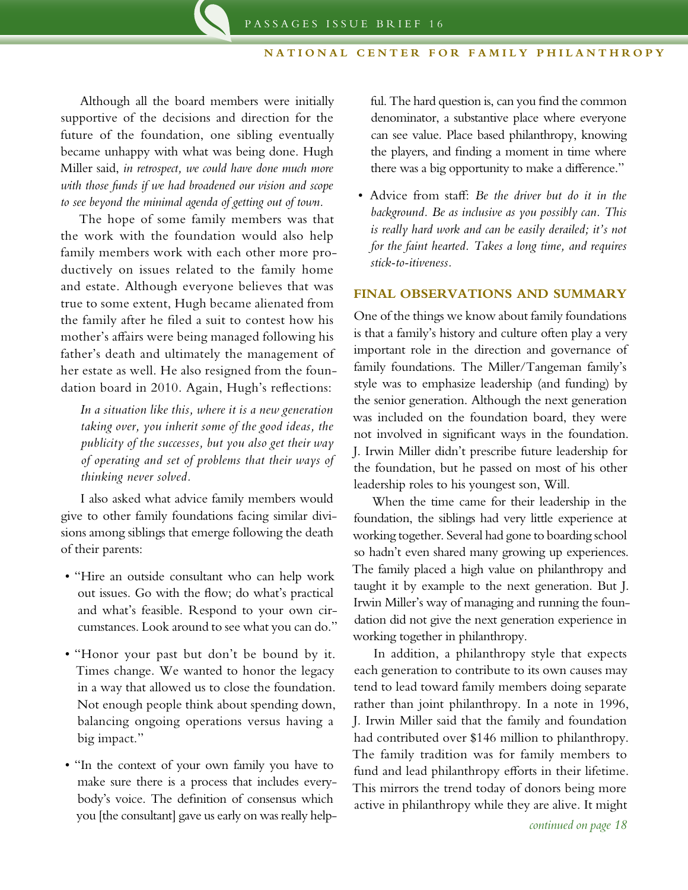Although all the board members were initially supportive of the decisions and direction for the future of the foundation, one sibling eventually became unhappy with what was being done. Hugh Miller said, *in retrospect, we could have done much more with those funds if we had broadened our vision and scope to see beyond the minimal agenda of getting out of town.*

The hope of some family members was that the work with the foundation would also help family members work with each other more productively on issues related to the family home and estate. Although everyone believes that was true to some extent, Hugh became alienated from the family after he filed a suit to contest how his mother's affairs were being managed following his father's death and ultimately the management of her estate as well. He also resigned from the foundation board in 2010. Again, Hugh's reflections:

> *In a situation like this, where it is a new generation taking over, you inherit some of the good ideas, the publicity of the successes, but you also get their way of operating and set of problems that their ways of thinking never solved.*

I also asked what advice family members would give to other family foundations facing similar divisions among siblings that emerge following the death of their parents:

- "Hire an outside consultant who can help work out issues. Go with the flow; do what's practical and what's feasible. Respond to your own circumstances. Look around to see what you can do."
- "Honor your past but don't be bound by it. Times change. We wanted to honor the legacy in a way that allowed us to close the foundation. Not enough people think about spending down, balancing ongoing operations versus having a big impact."
- "In the context of your own family you have to make sure there is a process that includes everybody's voice. The definition of consensus which you [the consultant] gave us early on was really helpful. The hard question is, can you find the common denominator, a substantive place where everyone can see value. Place based philanthropy, knowing the players, and finding a moment in time where there was a big opportunity to make a difference."
- Advice from staff: *Be the driver but do it in the background. Be as inclusive as you possibly can. This is really hard work and can be easily derailed; it's not for the faint hearted. Takes a long time, and requires stick-to-itiveness.*

## FINAL OBSERVATIONS AND SUMMARY

One of the things we know about family foundations is that a family's history and culture often play a very important role in the direction and governance of family foundations. The Miller/Tangeman family's style was to emphasize leadership (and funding) by the senior generation. Although the next generation was included on the foundation board, they were not involved in significant ways in the foundation. J. Irwin Miller didn't prescribe future leadership for the foundation, but he passed on most of his other leadership roles to his youngest son, Will.

When the time came for their leadership in the foundation, the siblings had very little experience at working together. Several had gone to boarding school so hadn't even shared many growing up experiences. The family placed a high value on philanthropy and taught it by example to the next generation. But J. Irwin Miller's way of managing and running the foundation did not give the next generation experience in working together in philanthropy.

In addition, a philanthropy style that expects each generation to contribute to its own causes may tend to lead toward family members doing separate rather than joint philanthropy. In a note in 1996, J. Irwin Miller said that the family and foundation had contributed over $146 million to philanthropy. The family tradition was for family members to fund and lead philanthropy efforts in their lifetime. This mirrors the trend today of donors being more active in philanthropy while they are alive. It might

*continued on page 18*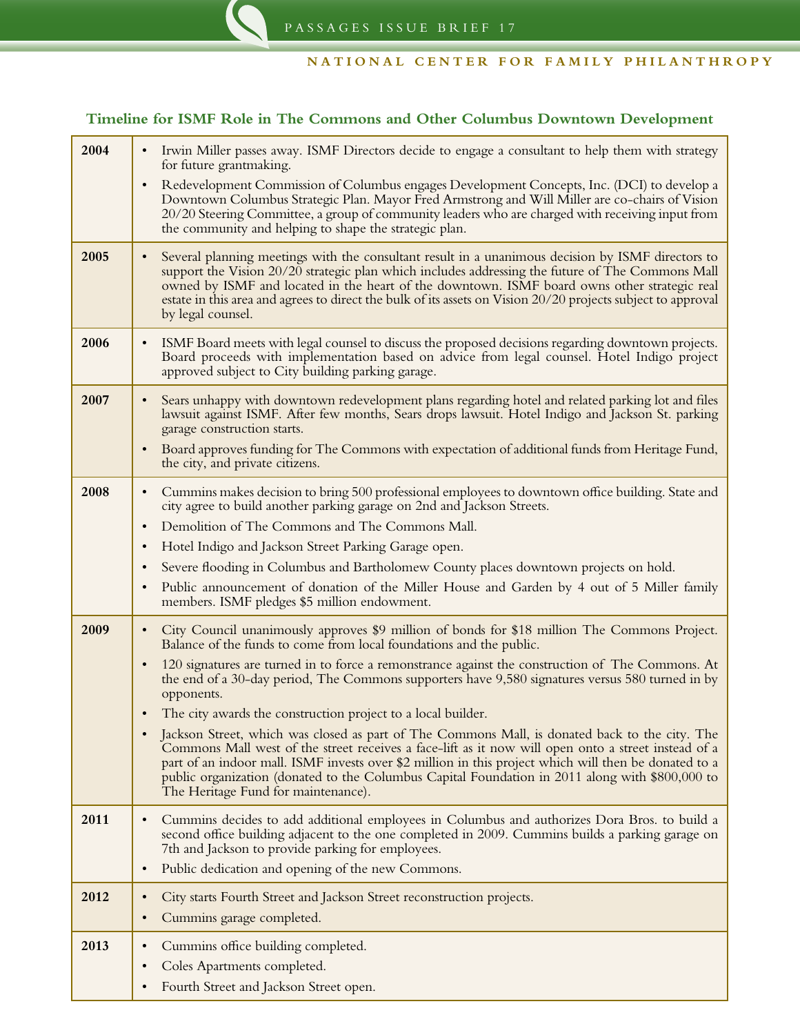## Timeline for ISMF Role in The Commons and Other Columbus Downtown Development

| Year | Events |
|---|---|
| 2004 | • Irwin Miller passes away. ISMF Directors decide to engage a consultant to help them with strategy for future grantmaking.<br>• Redevelopment Commission of Columbus engages Development Concepts, Inc. (DCI) to develop a Downtown Columbus Strategic Plan. Mayor Fred Armstrong and Will Miller are co-chairs of Vision 20/20 Steering Committee, a group of community leaders who are charged with receiving input from the community and helping to shape the strategic plan. |
| 2005 | • Several planning meetings with the consultant result in a unanimous decision by ISMF directors to support the Vision 20/20 strategic plan which includes addressing the future of The Commons Mall owned by ISMF and located in the heart of the downtown. ISMF board owns other strategic real estate in this area and agrees to direct the bulk of its assets on Vision 20/20 projects subject to approval by legal counsel. |
| 2006 | • ISMF Board meets with legal counsel to discuss the proposed decisions regarding downtown projects. Board proceeds with implementation based on advice from legal counsel. Hotel Indigo project approved subject to City building parking garage. |
| 2007 | • Sears unhappy with downtown redevelopment plans regarding hotel and related parking lot and files lawsuit against ISMF. After few months, Sears drops lawsuit. Hotel Indigo and Jackson St. parking garage construction starts.<br>• Board approves funding for The Commons with expectation of additional funds from Heritage Fund, the city, and private citizens. |
| 2008 | • Cummins makes decision to bring 500 professional employees to downtown office building. State and city agree to build another parking garage on 2nd and Jackson Streets.<br>• Demolition of The Commons and The Commons Mall.<br>• Hotel Indigo and Jackson Street Parking Garage open.<br>• Severe flooding in Columbus and Bartholomew County places downtown projects on hold.<br>• Public announcement of donation of the Miller House and Garden by 4 out of 5 Miller family members. ISMF pledges $5 million endowment. |
| 2009 | • City Council unanimously approves $9 million of bonds for $18 million The Commons Project. Balance of the funds to come from local foundations and the public.<br>• 120 signatures are turned in to force a remonstrance against the construction of The Commons. At the end of a 30-day period, The Commons supporters have 9,580 signatures versus 580 turned in by opponents.<br>• The city awards the construction project to a local builder.<br>• Jackson Street, which was closed as part of The Commons Mall, is donated back to the city. The Commons Mall west of the street receives a face-lift as it now will open onto a street instead of a part of an indoor mall. ISMF invests over $2 million in this project which will then be donated to a public organization (donated to the Columbus Capital Foundation in 2011 along with $800,000 to The Heritage Fund for maintenance). |
| 2011 | • Cummins decides to add additional employees in Columbus and authorizes Dora Bros. to build a second office building adjacent to the one completed in 2009. Cummins builds a parking garage on 7th and Jackson to provide parking for employees.<br>• Public dedication and opening of the new Commons. |
| 2012 | • City starts Fourth Street and Jackson Street reconstruction projects.<br>• Cummins garage completed. |
| 2013 | • Cummins office building completed.<br>• Coles Apartments completed.<br>• Fourth Street and Jackson Street open. |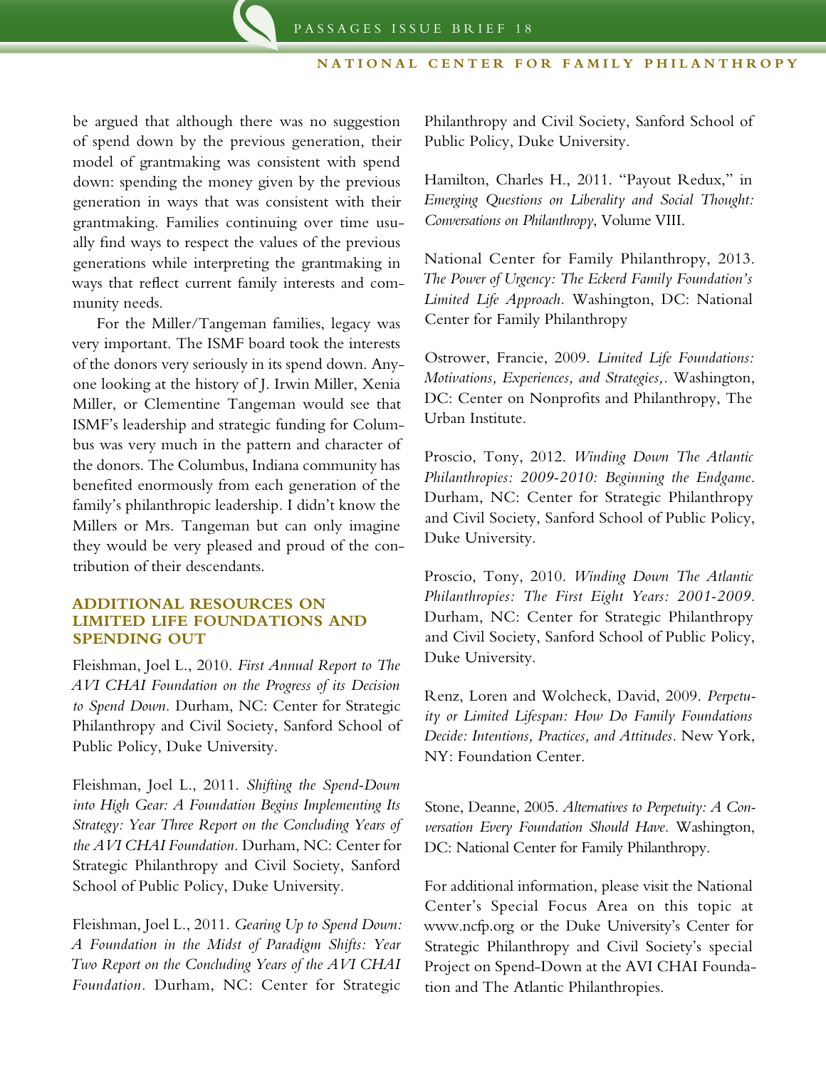be argued that although there was no suggestion of spend down by the previous generation, their model of grantmaking was consistent with spend down: spending the money given by the previous generation in ways that was consistent with their grantmaking. Families continuing over time usually find ways to respect the values of the previous generations while interpreting the grantmaking in ways that reflect current family interests and community needs.

For the Miller/Tangeman families, legacy was very important. The ISMF board took the interests of the donors very seriously in its spend down. Anyone looking at the history of J. Irwin Miller, Xenia Miller, or Clementine Tangeman would see that ISMF's leadership and strategic funding for Columbus was very much in the pattern and character of the donors. The Columbus, Indiana community has benefited enormously from each generation of the family's philanthropic leadership. I didn't know the Millers or Mrs. Tangeman but can only imagine they would be very pleased and proud of the contribution of their descendants.

## ADDITIONAL RESOURCES ON LIMITED LIFE FOUNDATIONS AND SPENDING OUT

Fleishman, Joel L., 2010. *First Annual Report to The AVI CHAI Foundation on the Progress of its Decision to Spend Down.* Durham, NC: Center for Strategic Philanthropy and Civil Society, Sanford School of Public Policy, Duke University.

Fleishman, Joel L., 2011. *Shifting the Spend-Down into High Gear: A Foundation Begins Implementing Its Strategy: Year Three Report on the Concluding Years of the AVI CHAI Foundation.* Durham, NC: Center for Strategic Philanthropy and Civil Society, Sanford School of Public Policy, Duke University.

Fleishman, Joel L., 2011. *Gearing Up to Spend Down: A Foundation in the Midst of Paradigm Shifts: Year Two Report on the Concluding Years of the AVI CHAI Foundation.* Durham, NC: Center for Strategic Philanthropy and Civil Society, Sanford School of Public Policy, Duke University.

Hamilton, Charles H., 2011. "Payout Redux," in *Emerging Questions on Liberality and Social Thought: Conversations on Philanthropy*, Volume VIII.

National Center for Family Philanthropy, 2013. *The Power of Urgency: The Eckerd Family Foundation's Limited Life Approach.* Washington, DC: National Center for Family Philanthropy

Ostrower, Francie, 2009. *Limited Life Foundations: Motivations, Experiences, and Strategies,.* Washington, DC: Center on Nonprofits and Philanthropy, The Urban Institute.

Proscio, Tony, 2012. *Winding Down The Atlantic Philanthropies: 2009-2010: Beginning the Endgame.* Durham, NC: Center for Strategic Philanthropy and Civil Society, Sanford School of Public Policy, Duke University.

Proscio, Tony, 2010. *Winding Down The Atlantic Philanthropies: The First Eight Years: 2001-2009.* Durham, NC: Center for Strategic Philanthropy and Civil Society, Sanford School of Public Policy, Duke University.

Renz, Loren and Wolcheck, David, 2009. *Perpetuity or Limited Lifespan: How Do Family Foundations Decide: Intentions, Practices, and Attitudes.* New York, NY: Foundation Center.

Stone, Deanne, 2005. *Alternatives to Perpetuity: A Conversation Every Foundation Should Have.* Washington, DC: National Center for Family Philanthropy.

For additional information, please visit the National Center's Special Focus Area on this topic at www.ncfp.org or the Duke University's Center for Strategic Philanthropy and Civil Society's special Project on Spend-Down at the AVI CHAI Foundation and The Atlantic Philanthropies.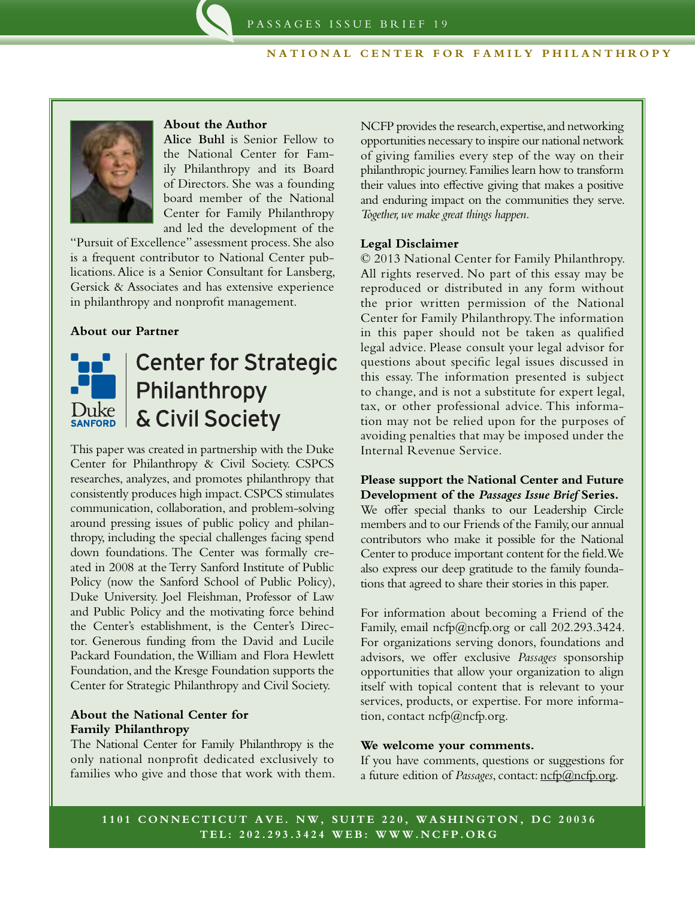### About the Author

**Alice Buhl** is Senior Fellow to the National Center for Family Philanthropy and its Board of Directors. She was a founding board member of the National Center for Family Philanthropy and led the development of the "Pursuit of Excellence" assessment process. She also is a frequent contributor to National Center publications. Alice is a Senior Consultant for Lansberg, Gersick & Associates and has extensive experience in philanthropy and nonprofit management.

### About our Partner

Duke SANFORD | Center for Strategic Philanthropy & Civil Society

This paper was created in partnership with the Duke Center for Philanthropy & Civil Society. CSPCS researches, analyzes, and promotes philanthropy that consistently produces high impact. CSPCS stimulates communication, collaboration, and problem-solving around pressing issues of public policy and philanthropy, including the special challenges facing spend down foundations. The Center was formally created in 2008 at the Terry Sanford Institute of Public Policy (now the Sanford School of Public Policy), Duke University. Joel Fleishman, Professor of Law and Public Policy and the motivating force behind the Center's establishment, is the Center's Director. Generous funding from the David and Lucile Packard Foundation, the William and Flora Hewlett Foundation, and the Kresge Foundation supports the Center for Strategic Philanthropy and Civil Society.

### About the National Center for Family Philanthropy

The National Center for Family Philanthropy is the only national nonprofit dedicated exclusively to families who give and those that work with them. NCFP provides the research, expertise, and networking opportunities necessary to inspire our national network of giving families every step of the way on their philanthropic journey. Families learn how to transform their values into effective giving that makes a positive and enduring impact on the communities they serve. *Together, we make great things happen.*

### Legal Disclaimer

© 2013 National Center for Family Philanthropy. All rights reserved. No part of this essay may be reproduced or distributed in any form without the prior written permission of the National Center for Family Philanthropy. The information in this paper should not be taken as qualified legal advice. Please consult your legal advisor for questions about specific legal issues discussed in this essay. The information presented is subject to change, and is not a substitute for expert legal, tax, or other professional advice. This information may not be relied upon for the purposes of avoiding penalties that may be imposed under the Internal Revenue Service.

### Please support the National Center and Future Development of the *Passages Issue Brief* Series.

We offer special thanks to our Leadership Circle members and to our Friends of the Family, our annual contributors who make it possible for the National Center to produce important content for the field. We also express our deep gratitude to the family foundations that agreed to share their stories in this paper.

For information about becoming a Friend of the Family, email ncfp@ncfp.org or call 202.293.3424. For organizations serving donors, foundations and advisors, we offer exclusive *Passages* sponsorship opportunities that allow your organization to align itself with topical content that is relevant to your services, products, or expertise. For more information, contact ncfp@ncfp.org.

### We welcome your comments.

If you have comments, questions or suggestions for a future edition of *Passages*, contact: ncfp@ncfp.org.

1101 CONNECTICUT AVE. NW, SUITE 220, WASHINGTON, DC 20036
TEL: 202.293.3424 WEB: WWW.NCFP.ORG